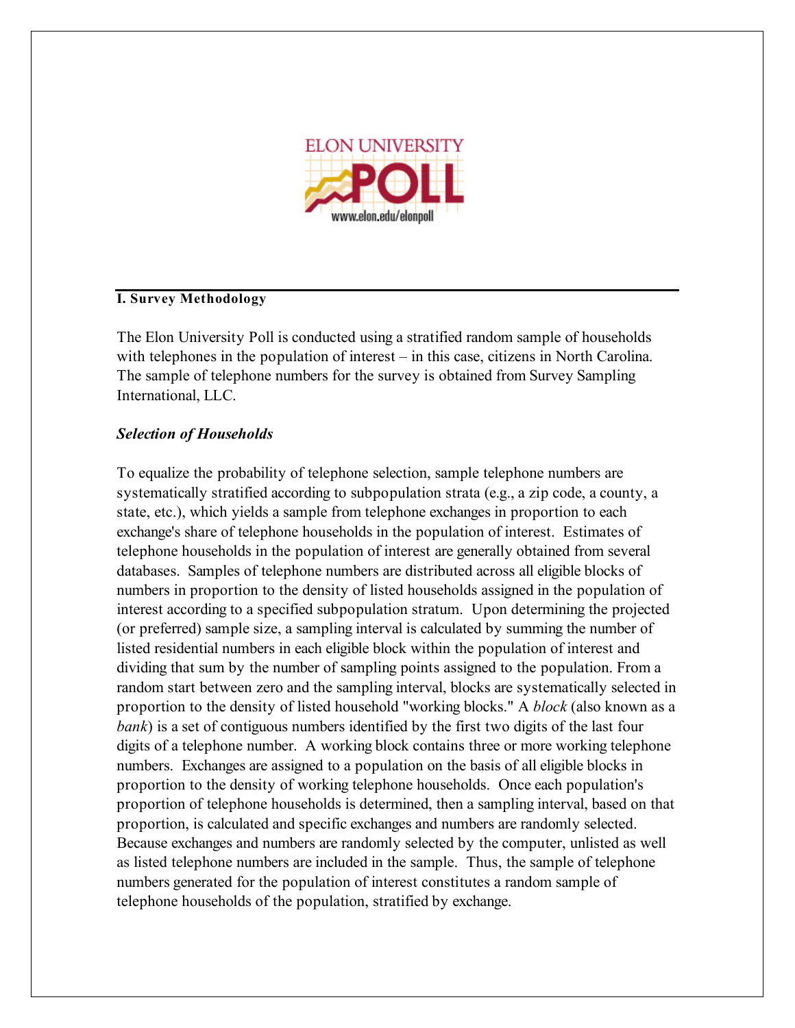ELON UNIVERSITY POLL

www.elon.edu/elonpoll

## I. Survey Methodology

The Elon University Poll is conducted using a stratified random sample of households with telephones in the population of interest – in this case, citizens in North Carolina. The sample of telephone numbers for the survey is obtained from Survey Sampling International, LLC.

### *Selection of Households*

To equalize the probability of telephone selection, sample telephone numbers are systematically stratified according to subpopulation strata (e.g., a zip code, a county, a state, etc.), which yields a sample from telephone exchanges in proportion to each exchange's share of telephone households in the population of interest. Estimates of telephone households in the population of interest are generally obtained from several databases. Samples of telephone numbers are distributed across all eligible blocks of numbers in proportion to the density of listed households assigned in the population of interest according to a specified subpopulation stratum. Upon determining the projected (or preferred) sample size, a sampling interval is calculated by summing the number of listed residential numbers in each eligible block within the population of interest and dividing that sum by the number of sampling points assigned to the population. From a random start between zero and the sampling interval, blocks are systematically selected in proportion to the density of listed household "working blocks." A *block* (also known as a *bank*) is a set of contiguous numbers identified by the first two digits of the last four digits of a telephone number. A working block contains three or more working telephone numbers. Exchanges are assigned to a population on the basis of all eligible blocks in proportion to the density of working telephone households. Once each population's proportion of telephone households is determined, then a sampling interval, based on that proportion, is calculated and specific exchanges and numbers are randomly selected. Because exchanges and numbers are randomly selected by the computer, unlisted as well as listed telephone numbers are included in the sample. Thus, the sample of telephone numbers generated for the population of interest constitutes a random sample of telephone households of the population, stratified by exchange.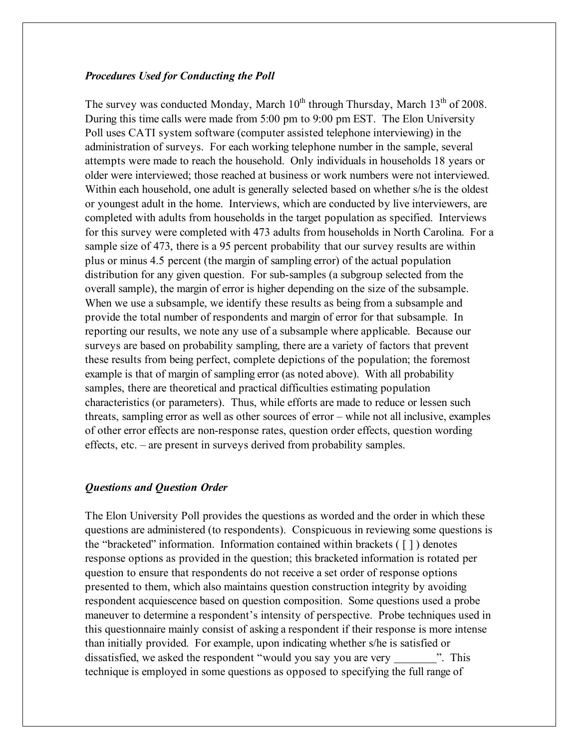### *Procedures Used for Conducting the Poll*

The survey was conducted Monday, March 10th through Thursday, March 13th of 2008. During this time calls were made from 5:00 pm to 9:00 pm EST. The Elon University Poll uses CATI system software (computer assisted telephone interviewing) in the administration of surveys. For each working telephone number in the sample, several attempts were made to reach the household. Only individuals in households 18 years or older were interviewed; those reached at business or work numbers were not interviewed. Within each household, one adult is generally selected based on whether s/he is the oldest or youngest adult in the home. Interviews, which are conducted by live interviewers, are completed with adults from households in the target population as specified. Interviews for this survey were completed with 473 adults from households in North Carolina. For a sample size of 473, there is a 95 percent probability that our survey results are within plus or minus 4.5 percent (the margin of sampling error) of the actual population distribution for any given question. For sub-samples (a subgroup selected from the overall sample), the margin of error is higher depending on the size of the subsample. When we use a subsample, we identify these results as being from a subsample and provide the total number of respondents and margin of error for that subsample. In reporting our results, we note any use of a subsample where applicable. Because our surveys are based on probability sampling, there are a variety of factors that prevent these results from being perfect, complete depictions of the population; the foremost example is that of margin of sampling error (as noted above). With all probability samples, there are theoretical and practical difficulties estimating population characteristics (or parameters). Thus, while efforts are made to reduce or lessen such threats, sampling error as well as other sources of error – while not all inclusive, examples of other error effects are non-response rates, question order effects, question wording effects, etc. – are present in surveys derived from probability samples.

### *Questions and Question Order*

The Elon University Poll provides the questions as worded and the order in which these questions are administered (to respondents). Conspicuous in reviewing some questions is the "bracketed" information. Information contained within brackets ( [ ] ) denotes response options as provided in the question; this bracketed information is rotated per question to ensure that respondents do not receive a set order of response options presented to them, which also maintains question construction integrity by avoiding respondent acquiescence based on question composition. Some questions used a probe maneuver to determine a respondent's intensity of perspective. Probe techniques used in this questionnaire mainly consist of asking a respondent if their response is more intense than initially provided. For example, upon indicating whether s/he is satisfied or dissatisfied, we asked the respondent "would you say you are very ________". This technique is employed in some questions as opposed to specifying the full range of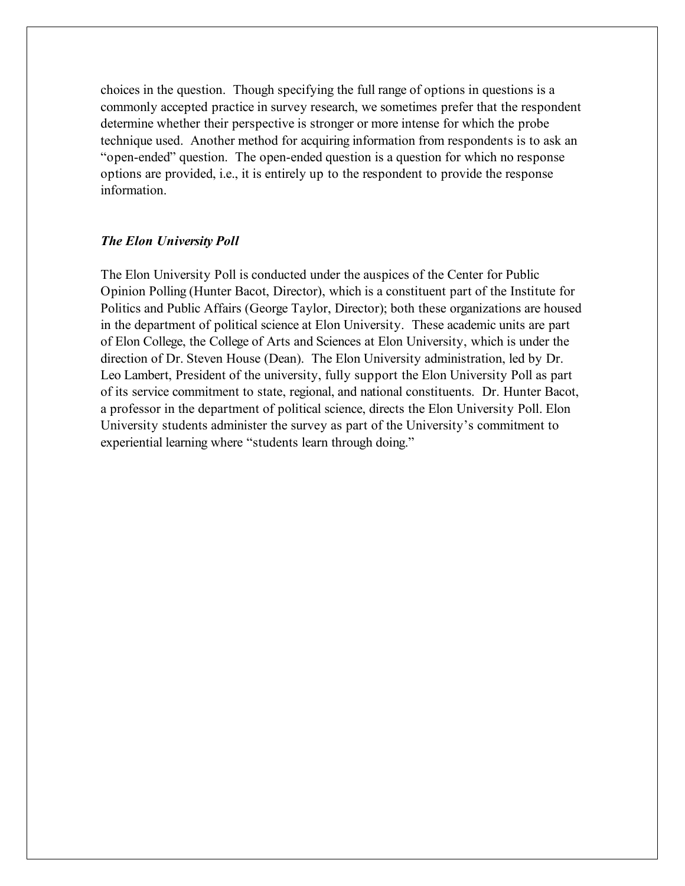choices in the question. Though specifying the full range of options in questions is a commonly accepted practice in survey research, we sometimes prefer that the respondent determine whether their perspective is stronger or more intense for which the probe technique used. Another method for acquiring information from respondents is to ask an "open-ended" question. The open-ended question is a question for which no response options are provided, i.e., it is entirely up to the respondent to provide the response information.

***The Elon University Poll***

The Elon University Poll is conducted under the auspices of the Center for Public Opinion Polling (Hunter Bacot, Director), which is a constituent part of the Institute for Politics and Public Affairs (George Taylor, Director); both these organizations are housed in the department of political science at Elon University. These academic units are part of Elon College, the College of Arts and Sciences at Elon University, which is under the direction of Dr. Steven House (Dean). The Elon University administration, led by Dr. Leo Lambert, President of the university, fully support the Elon University Poll as part of its service commitment to state, regional, and national constituents. Dr. Hunter Bacot, a professor in the department of political science, directs the Elon University Poll. Elon University students administer the survey as part of the University's commitment to experiential learning where "students learn through doing."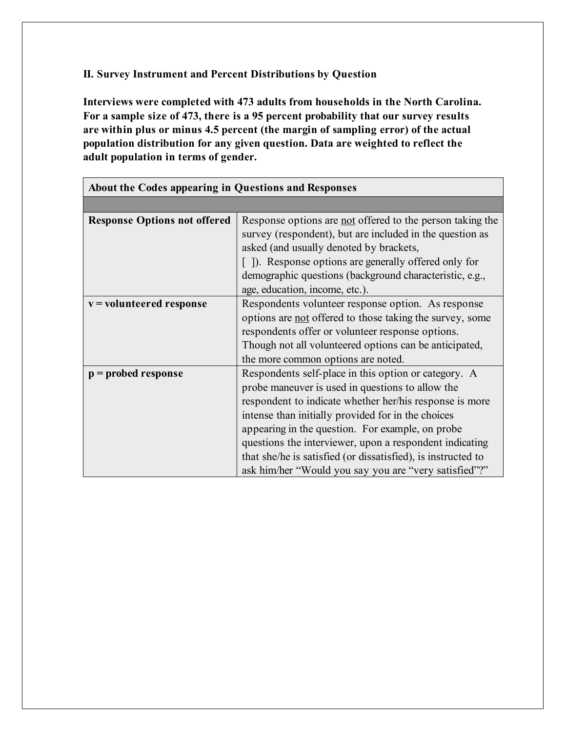## II. Survey Instrument and Percent Distributions by Question

**Interviews were completed with 473 adults from households in the North Carolina. For a sample size of 473, there is a 95 percent probability that our survey results are within plus or minus 4.5 percent (the margin of sampling error) of the actual population distribution for any given question. Data are weighted to reflect the adult population in terms of gender.**

| About the Codes appearing in Questions and Responses | |
|---|---|
| | |
| **Response Options not offered** | Response options are <u>not</u> offered to the person taking the survey (respondent), but are included in the question as asked (and usually denoted by brackets, [ ]). Response options are generally offered only for demographic questions (background characteristic, e.g., age, education, income, etc.). |
| **v = volunteered response** | Respondents volunteer response option. As response options are <u>not</u> offered to those taking the survey, some respondents offer or volunteer response options. Though not all volunteered options can be anticipated, the more common options are noted. |
| **p = probed response** | Respondents self-place in this option or category. A probe maneuver is used in questions to allow the respondent to indicate whether her/his response is more intense than initially provided for in the choices appearing in the question. For example, on probe questions the interviewer, upon a respondent indicating that she/he is satisfied (or dissatisfied), is instructed to ask him/her "Would you say you are "very satisfied"?" |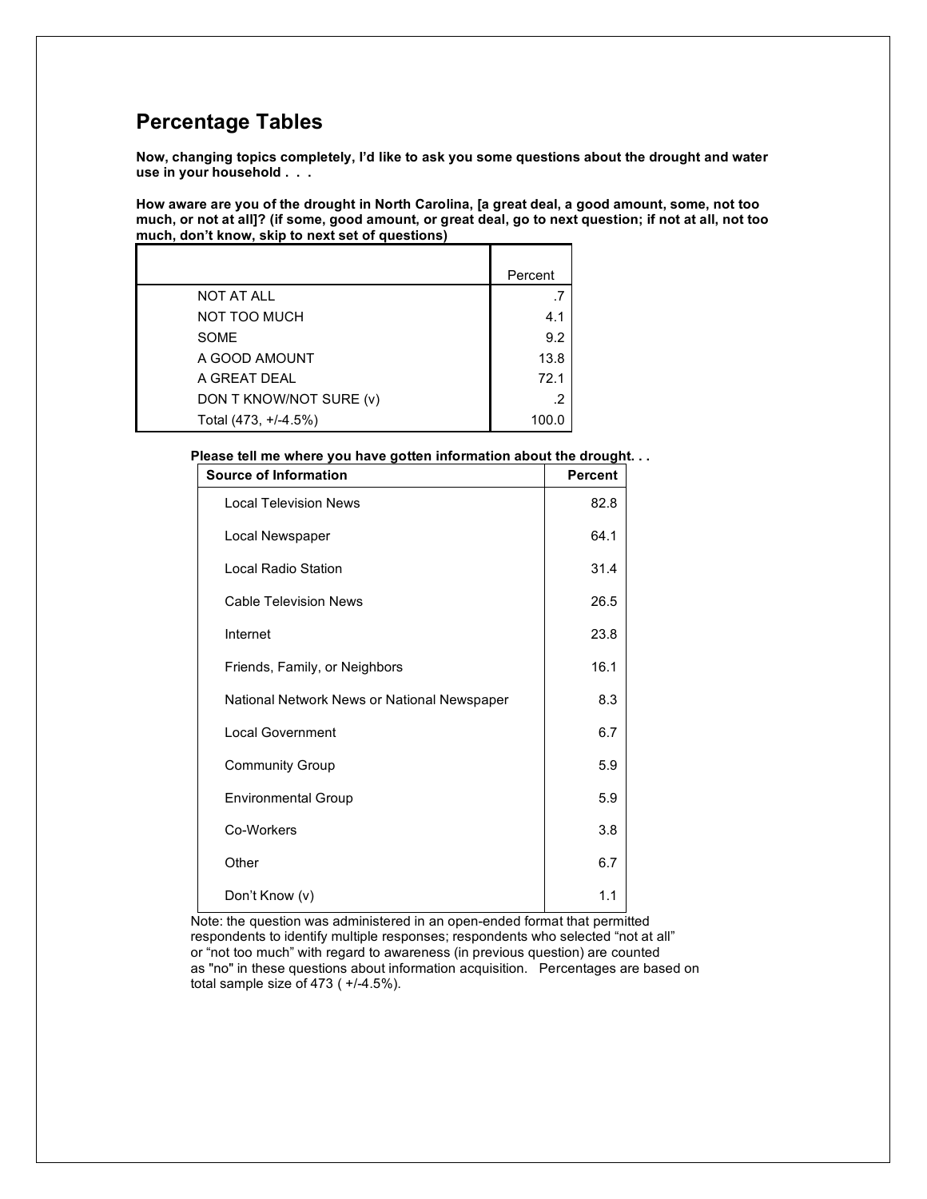## Percentage Tables

**Now, changing topics completely, I'd like to ask you some questions about the drought and water use in your household . . .**

**How aware are you of the drought in North Carolina, [a great deal, a good amount, some, not too much, or not at all]? (if some, good amount, or great deal, go to next question; if not at all, not too much, don't know, skip to next set of questions)**

| | Percent |
|---|---|
| NOT AT ALL | .7 |
| NOT TOO MUCH | 4.1 |
| SOME | 9.2 |
| A GOOD AMOUNT | 13.8 |
| A GREAT DEAL | 72.1 |
| DON T KNOW/NOT SURE (v) | .2 |
| Total (473, +/-4.5%) | 100.0 |

**Please tell me where you have gotten information about the drought. . .**

| Source of Information | Percent |
|---|---|
| Local Television News | 82.8 |
| Local Newspaper | 64.1 |
| Local Radio Station | 31.4 |
| Cable Television News | 26.5 |
| Internet | 23.8 |
| Friends, Family, or Neighbors | 16.1 |
| National Network News or National Newspaper | 8.3 |
| Local Government | 6.7 |
| Community Group | 5.9 |
| Environmental Group | 5.9 |
| Co-Workers | 3.8 |
| Other | 6.7 |
| Don't Know (v) | 1.1 |

Note: the question was administered in an open-ended format that permitted respondents to identify multiple responses; respondents who selected "not at all" or "not too much" with regard to awareness (in previous question) are counted as "no" in these questions about information acquisition. Percentages are based on total sample size of 473 ( +/-4.5%).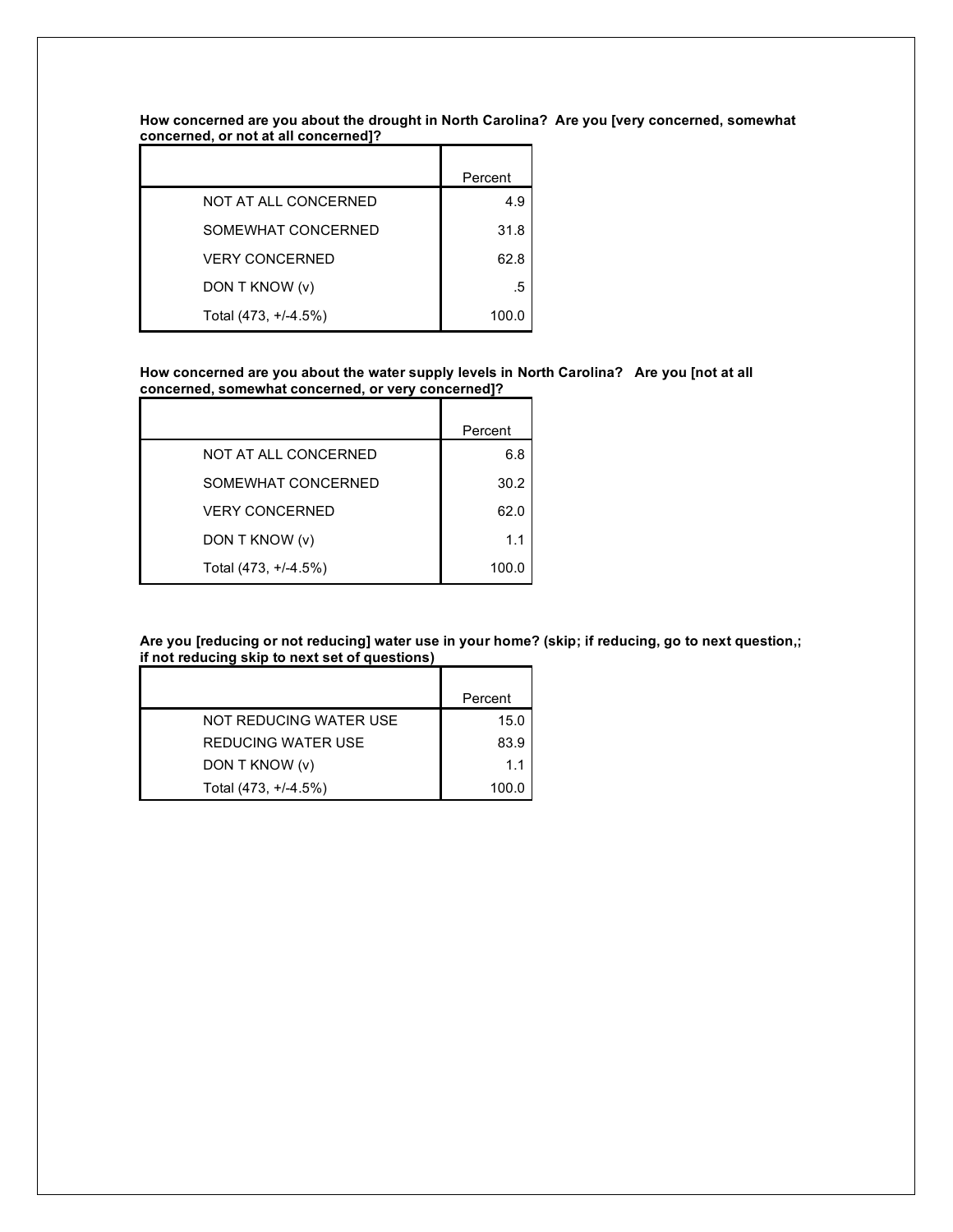**How concerned are you about the drought in North Carolina? Are you [very concerned, somewhat concerned, or not at all concerned]?**

| | Percent |
|---|---|
| NOT AT ALL CONCERNED | 4.9 |
| SOMEWHAT CONCERNED | 31.8 |
| VERY CONCERNED | 62.8 |
| DON T KNOW (v) | .5 |
| Total (473, +/-4.5%) | 100.0 |

**How concerned are you about the water supply levels in North Carolina? Are you [not at all concerned, somewhat concerned, or very concerned]?**

| | Percent |
|---|---|
| NOT AT ALL CONCERNED | 6.8 |
| SOMEWHAT CONCERNED | 30.2 |
| VERY CONCERNED | 62.0 |
| DON T KNOW (v) | 1.1 |
| Total (473, +/-4.5%) | 100.0 |

**Are you [reducing or not reducing] water use in your home? (skip; if reducing, go to next question,; if not reducing skip to next set of questions)**

| | Percent |
|---|---|
| NOT REDUCING WATER USE | 15.0 |
| REDUCING WATER USE | 83.9 |
| DON T KNOW (v) | 1.1 |
| Total (473, +/-4.5%) | 100.0 |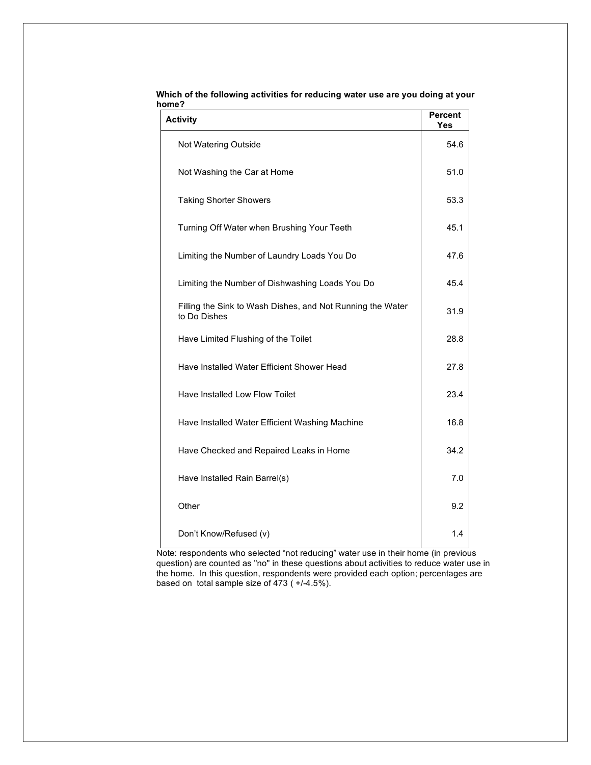**Which of the following activities for reducing water use are you doing at your home?**

| Activity | Percent Yes |
|---|---|
| Not Watering Outside | 54.6 |
| Not Washing the Car at Home | 51.0 |
| Taking Shorter Showers | 53.3 |
| Turning Off Water when Brushing Your Teeth | 45.1 |
| Limiting the Number of Laundry Loads You Do | 47.6 |
| Limiting the Number of Dishwashing Loads You Do | 45.4 |
| Filling the Sink to Wash Dishes, and Not Running the Water to Do Dishes | 31.9 |
| Have Limited Flushing of the Toilet | 28.8 |
| Have Installed Water Efficient Shower Head | 27.8 |
| Have Installed Low Flow Toilet | 23.4 |
| Have Installed Water Efficient Washing Machine | 16.8 |
| Have Checked and Repaired Leaks in Home | 34.2 |
| Have Installed Rain Barrel(s) | 7.0 |
| Other | 9.2 |
| Don't Know/Refused (v) | 1.4 |

Note: respondents who selected "not reducing" water use in their home (in previous question) are counted as "no" in these questions about activities to reduce water use in the home. In this question, respondents were provided each option; percentages are based on total sample size of 473 ( +/-4.5%).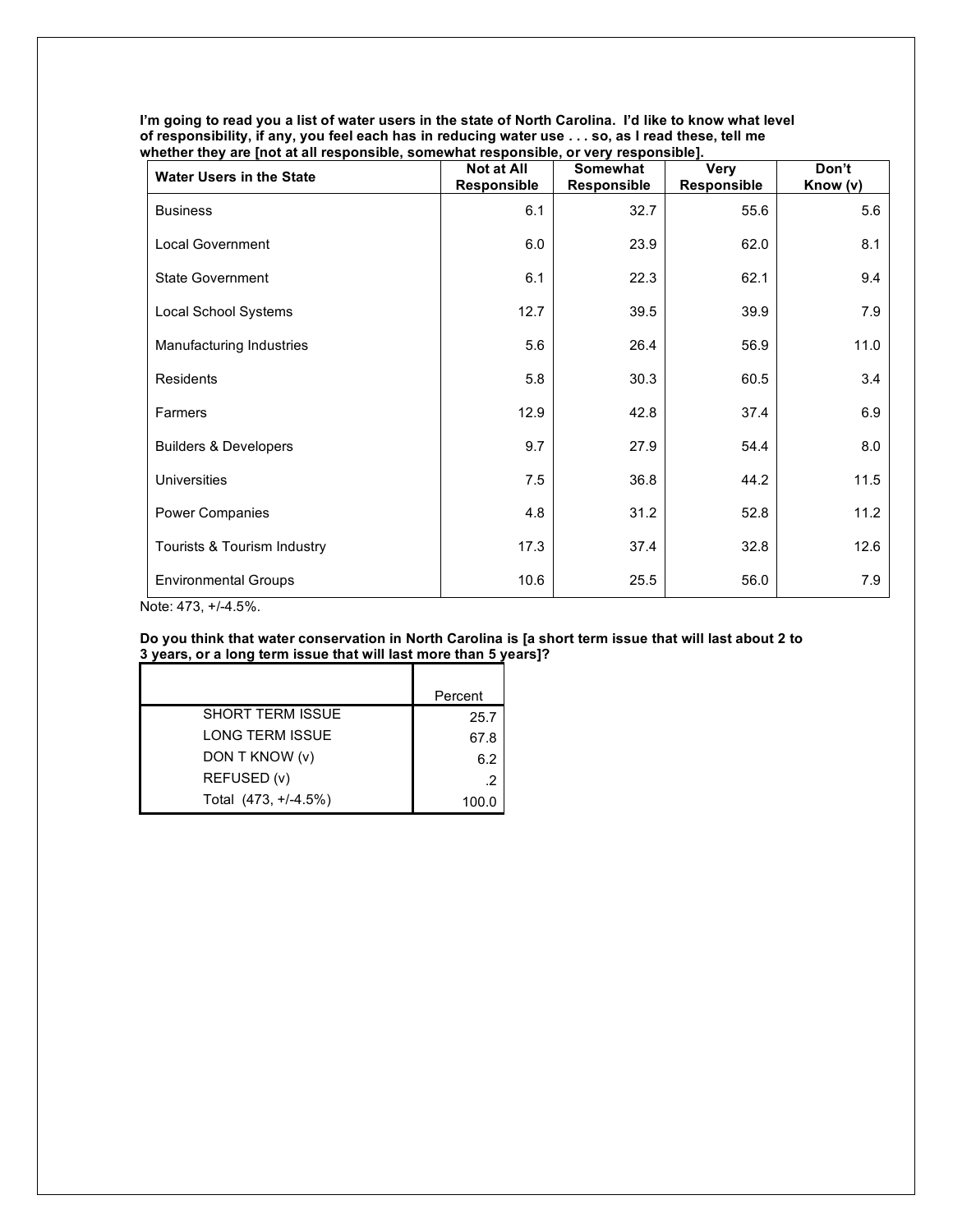**I'm going to read you a list of water users in the state of North Carolina. I'd like to know what level of responsibility, if any, you feel each has in reducing water use . . . so, as I read these, tell me whether they are [not at all responsible, somewhat responsible, or very responsible].**

| Water Users in the State | Not at All Responsible | Somewhat Responsible | Very Responsible | Don't Know (v) |
|---|---|---|---|---|
| Business | 6.1 | 32.7 | 55.6 | 5.6 |
| Local Government | 6.0 | 23.9 | 62.0 | 8.1 |
| State Government | 6.1 | 22.3 | 62.1 | 9.4 |
| Local School Systems | 12.7 | 39.5 | 39.9 | 7.9 |
| Manufacturing Industries | 5.6 | 26.4 | 56.9 | 11.0 |
| Residents | 5.8 | 30.3 | 60.5 | 3.4 |
| Farmers | 12.9 | 42.8 | 37.4 | 6.9 |
| Builders & Developers | 9.7 | 27.9 | 54.4 | 8.0 |
| Universities | 7.5 | 36.8 | 44.2 | 11.5 |
| Power Companies | 4.8 | 31.2 | 52.8 | 11.2 |
| Tourists & Tourism Industry | 17.3 | 37.4 | 32.8 | 12.6 |
| Environmental Groups | 10.6 | 25.5 | 56.0 | 7.9 |

Note: 473, +/-4.5%.

**Do you think that water conservation in North Carolina is [a short term issue that will last about 2 to 3 years, or a long term issue that will last more than 5 years]?**

| | Percent |
|---|---|
| SHORT TERM ISSUE | 25.7 |
| LONG TERM ISSUE | 67.8 |
| DON T KNOW (v) | 6.2 |
| REFUSED (v) | .2 |
| Total (473, +/-4.5%) | 100.0 |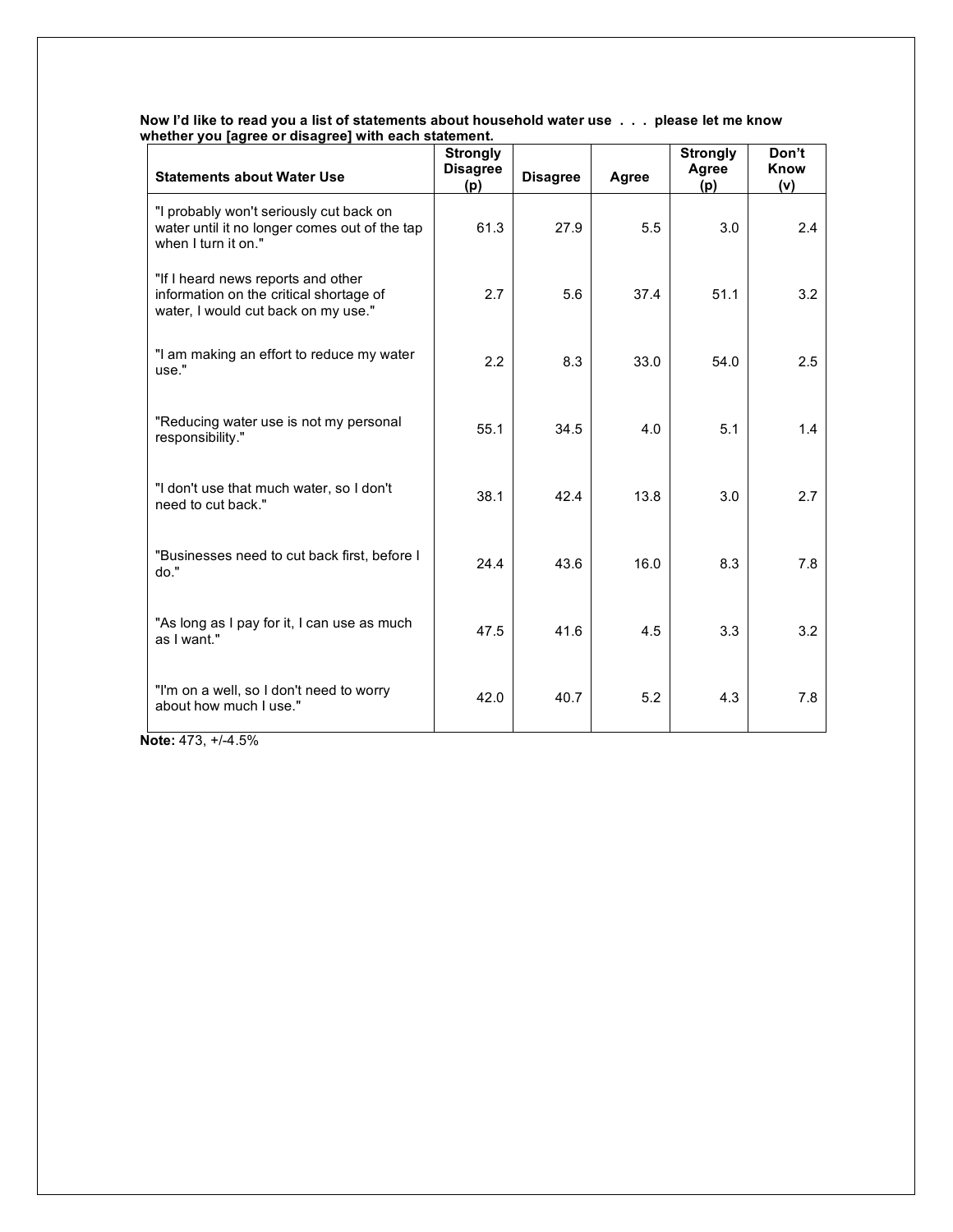**Now I'd like to read you a list of statements about household water use . . . please let me know whether you [agree or disagree] with each statement.**

| Statements about Water Use | Strongly Disagree (p) | Disagree | Agree | Strongly Agree (p) | Don't Know (v) |
|---|---|---|---|---|---|
| "I probably won't seriously cut back on water until it no longer comes out of the tap when I turn it on." | 61.3 | 27.9 | 5.5 | 3.0 | 2.4 |
| "If I heard news reports and other information on the critical shortage of water, I would cut back on my use." | 2.7 | 5.6 | 37.4 | 51.1 | 3.2 |
| "I am making an effort to reduce my water use." | 2.2 | 8.3 | 33.0 | 54.0 | 2.5 |
| "Reducing water use is not my personal responsibility." | 55.1 | 34.5 | 4.0 | 5.1 | 1.4 |
| "I don't use that much water, so I don't need to cut back." | 38.1 | 42.4 | 13.8 | 3.0 | 2.7 |
| "Businesses need to cut back first, before I do." | 24.4 | 43.6 | 16.0 | 8.3 | 7.8 |
| "As long as I pay for it, I can use as much as I want." | 47.5 | 41.6 | 4.5 | 3.3 | 3.2 |
| "I'm on a well, so I don't need to worry about how much I use." | 42.0 | 40.7 | 5.2 | 4.3 | 7.8 |

**Note:** 473, +/-4.5%